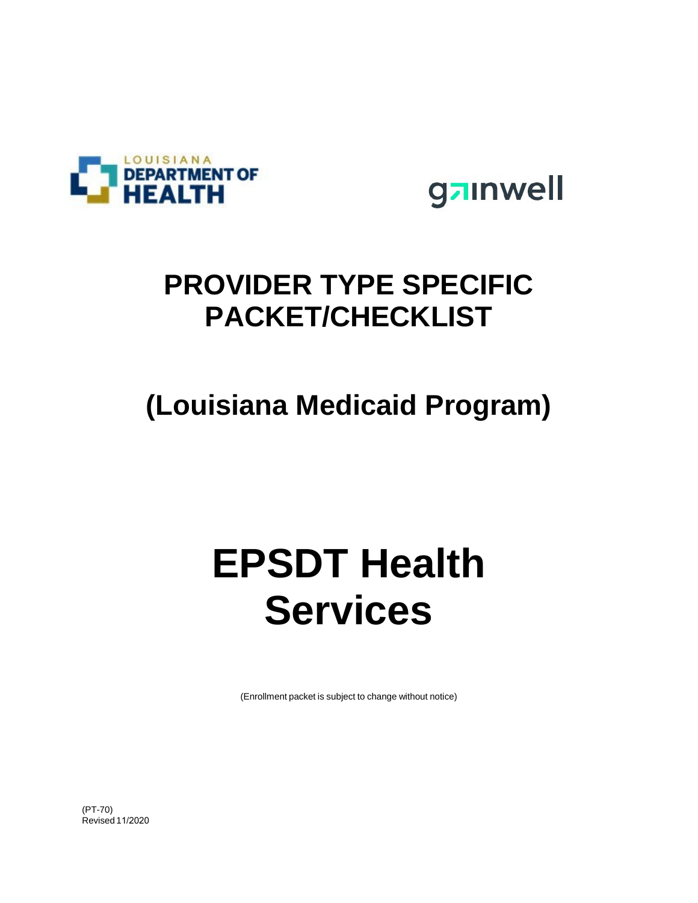LOUISIANA DEPARTMENT OF HEALTH

gainwell

# PROVIDER TYPE SPECIFIC PACKET/CHECKLIST

## (Louisiana Medicaid Program)

# EPSDT Health Services

(Enrollment packet is subject to change without notice)

(PT-70)
Revised 11/2020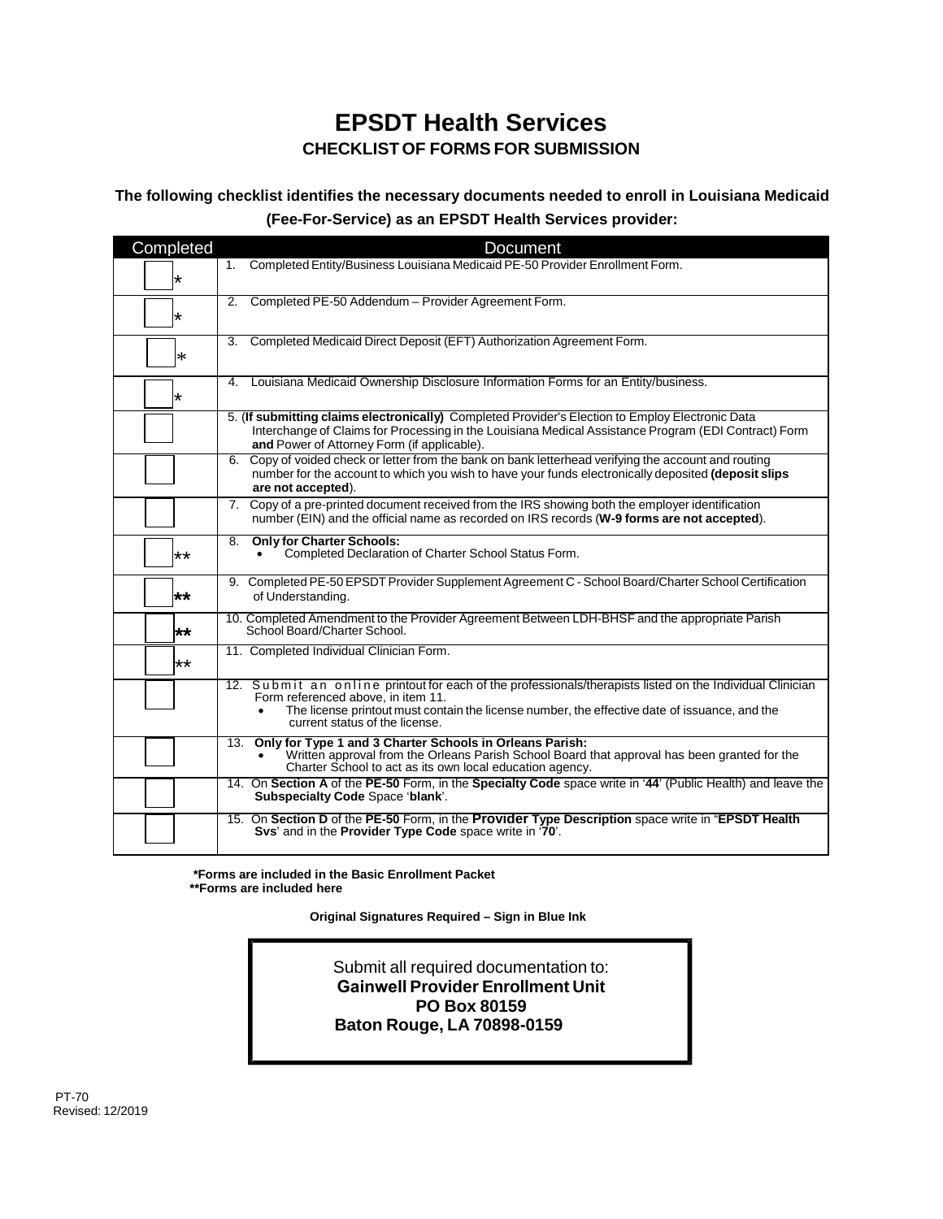# EPSDT Health Services

## CHECKLIST OF FORMS FOR SUBMISSION

**The following checklist identifies the necessary documents needed to enroll in Louisiana Medicaid (Fee-For-Service) as an EPSDT Health Services provider:**

| Completed | Document |
|---|---|
| * | 1. Completed Entity/Business Louisiana Medicaid PE-50 Provider Enrollment Form. |
| * | 2. Completed PE-50 Addendum – Provider Agreement Form. |
| * | 3. Completed Medicaid Direct Deposit (EFT) Authorization Agreement Form. |
| * | 4. Louisiana Medicaid Ownership Disclosure Information Forms for an Entity/business. |
| | 5. **(If submitting claims electronically)** Completed Provider's Election to Employ Electronic Data Interchange of Claims for Processing in the Louisiana Medical Assistance Program (EDI Contract) Form **and** Power of Attorney Form (if applicable). |
| | 6. Copy of voided check or letter from the bank on bank letterhead verifying the account and routing number for the account to which you wish to have your funds electronically deposited **(deposit slips are not accepted**). |
| | 7. Copy of a pre-printed document received from the IRS showing both the employer identification number (EIN) and the official name as recorded on IRS records (**W-9 forms are not accepted**). |
| ** | 8. **Only for Charter Schools:** <br>• Completed Declaration of Charter School Status Form. |
| ** | 9. Completed PE-50 EPSDT Provider Supplement Agreement C - School Board/Charter School Certification of Understanding. |
| ** | 10. Completed Amendment to the Provider Agreement Between LDH-BHSF and the appropriate Parish School Board/Charter School. |
| ** | 11. Completed Individual Clinician Form. |
| | 12. Submit an online printout for each of the professionals/therapists listed on the Individual Clinician Form referenced above, in item 11. <br>• The license printout must contain the license number, the effective date of issuance, and the current status of the license. |
| | 13. **Only for Type 1 and 3 Charter Schools in Orleans Parish:** <br>• Written approval from the Orleans Parish School Board that approval has been granted for the Charter School to act as its own local education agency. |
| | 14. On **Section A** of the **PE-50** Form, in the **Specialty Code** space write in '**44**' (Public Health) and leave the **Subspecialty Code** Space '**blank**'. |
| | 15. On **Section D** of the **PE-50** Form, in the **Provider Type Description** space write in "**EPSDT Health Svs**' and in the **Provider Type Code** space write in '**70**'. |

**\*Forms are included in the Basic Enrollment Packet**
**\*\*Forms are included here**

**Original Signatures Required – Sign in Blue Ink**

Submit all required documentation to:
**Gainwell Provider Enrollment Unit**
**PO Box 80159**
**Baton Rouge, LA 70898-0159**

PT-70
Revised: 12/2019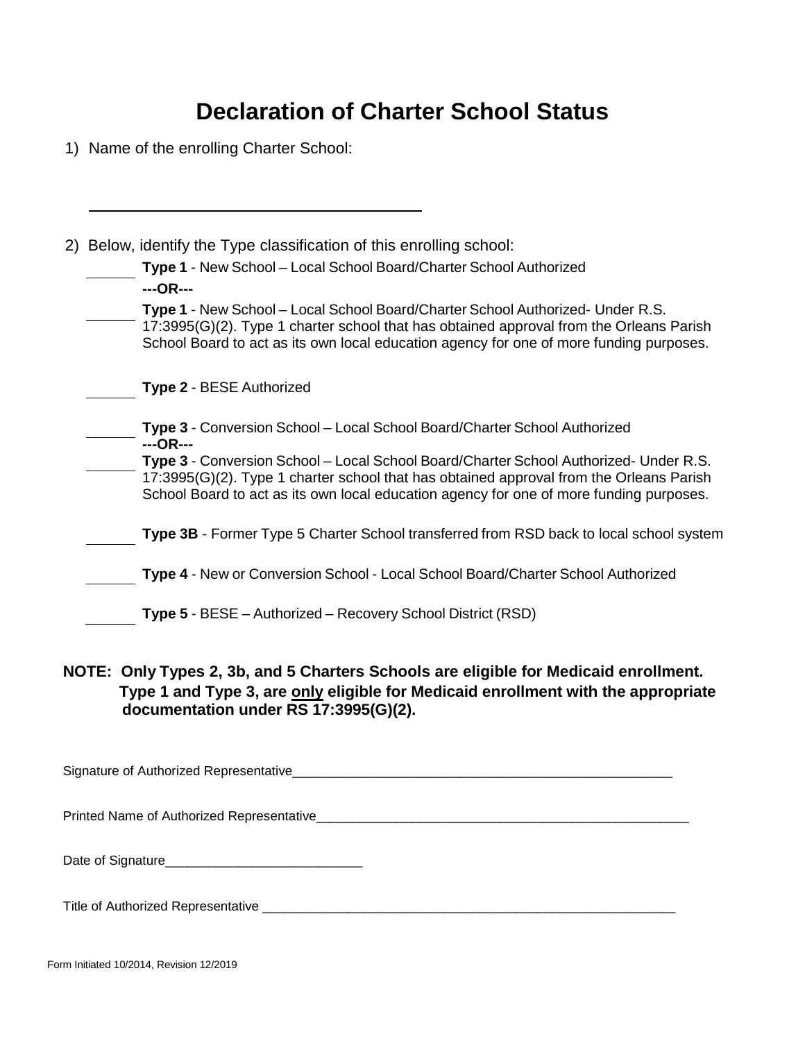# Declaration of Charter School Status

1) Name of the enrolling Charter School:

______________________________

2) Below, identify the Type classification of this enrolling school:

______ **Type 1** - New School – Local School Board/Charter School Authorized

**---OR---**

______ **Type 1** - New School – Local School Board/Charter School Authorized- Under R.S. 17:3995(G)(2). Type 1 charter school that has obtained approval from the Orleans Parish School Board to act as its own local education agency for one of more funding purposes.

______ **Type 2** - BESE Authorized

______ **Type 3** - Conversion School – Local School Board/Charter School Authorized

**---OR---**

______ **Type 3** - Conversion School – Local School Board/Charter School Authorized- Under R.S. 17:3995(G)(2). Type 1 charter school that has obtained approval from the Orleans Parish School Board to act as its own local education agency for one of more funding purposes.

______ **Type 3B** - Former Type 5 Charter School transferred from RSD back to local school system

______ **Type 4** - New or Conversion School - Local School Board/Charter School Authorized

______ **Type 5** - BESE – Authorized – Recovery School District (RSD)

**NOTE: Only Types 2, 3b, and 5 Charters Schools are eligible for Medicaid enrollment. Type 1 and Type 3, are <u>only</u> eligible for Medicaid enrollment with the appropriate documentation under RS 17:3995(G)(2).**

Signature of Authorized Representative______________________________________________________

Printed Name of Authorized Representative______________________________________________________

Date of Signature___________________________

Title of Authorized Representative ___________________________________________________________

Form Initiated 10/2014, Revision 12/2019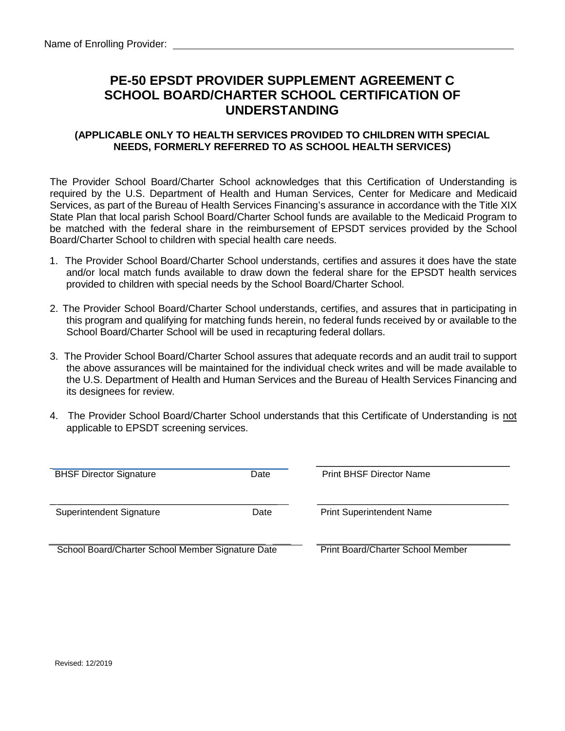Name of Enrolling Provider: ____________________________________________

# PE-50 EPSDT PROVIDER SUPPLEMENT AGREEMENT C SCHOOL BOARD/CHARTER SCHOOL CERTIFICATION OF UNDERSTANDING

### (APPLICABLE ONLY TO HEALTH SERVICES PROVIDED TO CHILDREN WITH SPECIAL NEEDS, FORMERLY REFERRED TO AS SCHOOL HEALTH SERVICES)

The Provider School Board/Charter School acknowledges that this Certification of Understanding is required by the U.S. Department of Health and Human Services, Center for Medicare and Medicaid Services, as part of the Bureau of Health Services Financing's assurance in accordance with the Title XIX State Plan that local parish School Board/Charter School funds are available to the Medicaid Program to be matched with the federal share in the reimbursement of EPSDT services provided by the School Board/Charter School to children with special health care needs.

1. The Provider School Board/Charter School understands, certifies and assures it does have the state and/or local match funds available to draw down the federal share for the EPSDT health services provided to children with special needs by the School Board/Charter School.

2. The Provider School Board/Charter School understands, certifies, and assures that in participating in this program and qualifying for matching funds herein, no federal funds received by or available to the School Board/Charter School will be used in recapturing federal dollars.

3. The Provider School Board/Charter School assures that adequate records and an audit trail to support the above assurances will be maintained for the individual check writes and will be made available to the U.S. Department of Health and Human Services and the Bureau of Health Services Financing and its designees for review.

4. The Provider School Board/Charter School understands that this Certificate of Understanding is not applicable to EPSDT screening services.

| | |
|---|---|
| ______________________________ | ______________________________ |
| BHSF Director Signature Date | Print BHSF Director Name |
| ______________________________ | ______________________________ |
| Superintendent Signature Date | Print Superintendent Name |
| ______________________________ | ______________________________ |
| School Board/Charter School Member Signature Date | Print Board/Charter School Member |

Revised: 12/2019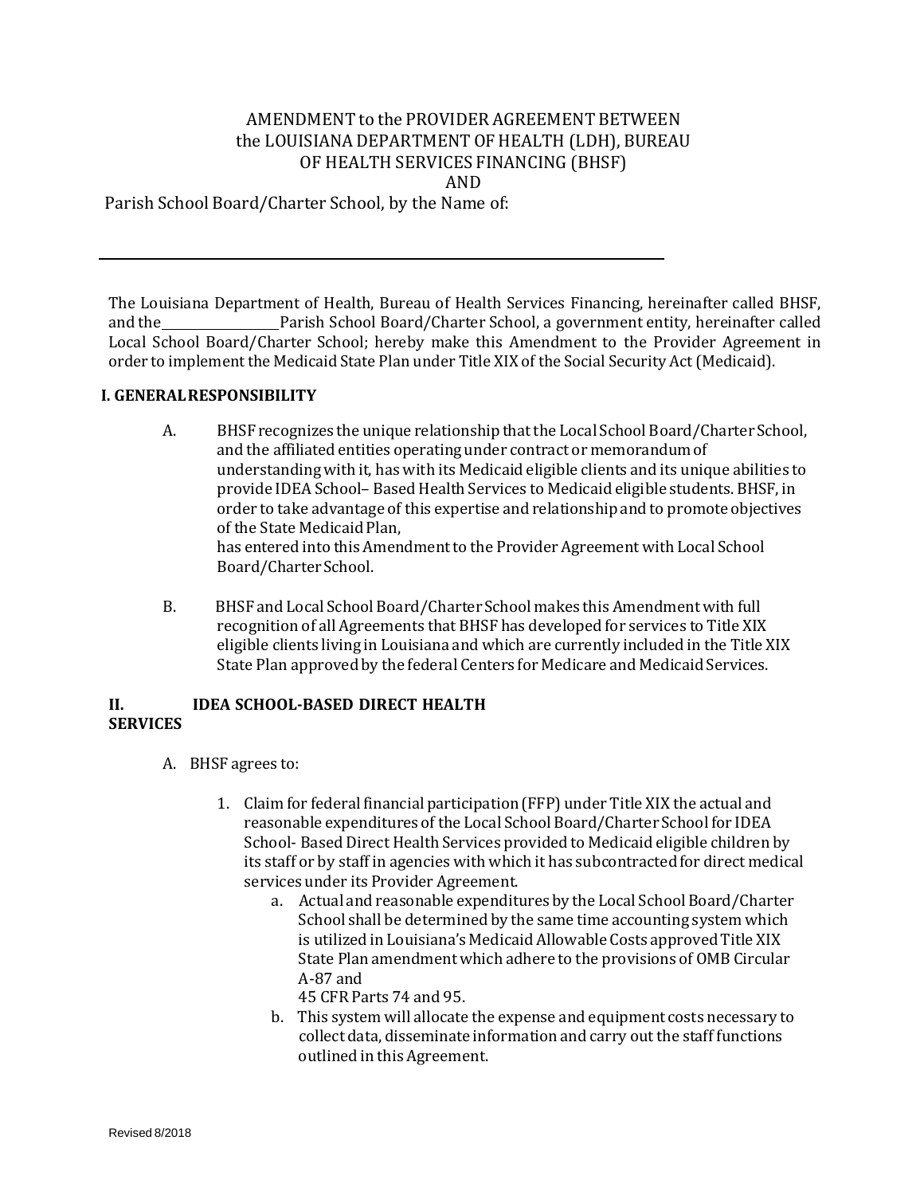AMENDMENT to the PROVIDER AGREEMENT BETWEEN
the LOUISIANA DEPARTMENT OF HEALTH (LDH), BUREAU
OF HEALTH SERVICES FINANCING (BHSF)
AND

Parish School Board/Charter School, by the Name of:

\_\_\_\_\_\_\_\_\_\_\_\_\_\_\_\_\_\_\_\_\_\_\_\_\_\_\_\_\_\_\_\_\_\_\_\_\_\_\_\_\_\_\_\_\_\_\_\_\_\_\_\_\_\_\_\_\_\_\_\_\_\_\_\_\_\_

The Louisiana Department of Health, Bureau of Health Services Financing, hereinafter called BHSF, and the \_\_\_\_\_\_\_\_\_\_\_\_\_\_\_\_ Parish School Board/Charter School, a government entity, hereinafter called Local School Board/Charter School; hereby make this Amendment to the Provider Agreement in order to implement the Medicaid State Plan under Title XIX of the Social Security Act (Medicaid).

**I. GENERAL RESPONSIBILITY**

A. BHSF recognizes the unique relationship that the Local School Board/Charter School, and the affiliated entities operating under contract or memorandum of understanding with it, has with its Medicaid eligible clients and its unique abilities to provide IDEA School– Based Health Services to Medicaid eligible students. BHSF, in order to take advantage of this expertise and relationship and to promote objectives of the State Medicaid Plan,
has entered into this Amendment to the Provider Agreement with Local School Board/Charter School.

B. BHSF and Local School Board/Charter School makes this Amendment with full recognition of all Agreements that BHSF has developed for services to Title XIX eligible clients living in Louisiana and which are currently included in the Title XIX State Plan approved by the federal Centers for Medicare and Medicaid Services.

**II. IDEA SCHOOL-BASED DIRECT HEALTH SERVICES**

A. BHSF agrees to:

1. Claim for federal financial participation (FFP) under Title XIX the actual and reasonable expenditures of the Local School Board/Charter School for IDEA School- Based Direct Health Services provided to Medicaid eligible children by its staff or by staff in agencies with which it has subcontracted for direct medical services under its Provider Agreement.
    a. Actual and reasonable expenditures by the Local School Board/Charter School shall be determined by the same time accounting system which is utilized in Louisiana's Medicaid Allowable Costs approved Title XIX State Plan amendment which adhere to the provisions of OMB Circular A-87 and
    45 CFR Parts 74 and 95.
    b. This system will allocate the expense and equipment costs necessary to collect data, disseminate information and carry out the staff functions outlined in this Agreement.

Revised 8/2018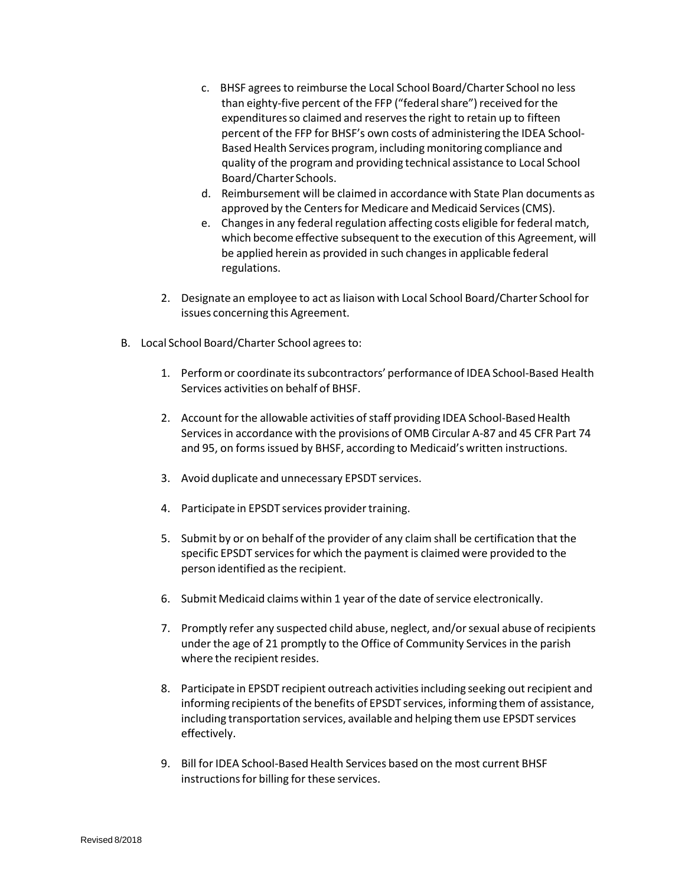c. BHSF agrees to reimburse the Local School Board/Charter School no less than eighty-five percent of the FFP ("federal share") received for the expenditures so claimed and reserves the right to retain up to fifteen percent of the FFP for BHSF's own costs of administering the IDEA School-Based Health Services program, including monitoring compliance and quality of the program and providing technical assistance to Local School Board/Charter Schools.
   d. Reimbursement will be claimed in accordance with State Plan documents as approved by the Centers for Medicare and Medicaid Services (CMS).
   e. Changes in any federal regulation affecting costs eligible for federal match, which become effective subsequent to the execution of this Agreement, will be applied herein as provided in such changes in applicable federal regulations.

2. Designate an employee to act as liaison with Local School Board/Charter School for issues concerning this Agreement.

B. Local School Board/Charter School agrees to:

   1. Perform or coordinate its subcontractors' performance of IDEA School-Based Health Services activities on behalf of BHSF.

   2. Account for the allowable activities of staff providing IDEA School-Based Health Services in accordance with the provisions of OMB Circular A-87 and 45 CFR Part 74 and 95, on forms issued by BHSF, according to Medicaid's written instructions.

   3. Avoid duplicate and unnecessary EPSDT services.

   4. Participate in EPSDT services provider training.

   5. Submit by or on behalf of the provider of any claim shall be certification that the specific EPSDT services for which the payment is claimed were provided to the person identified as the recipient.

   6. Submit Medicaid claims within 1 year of the date of service electronically.

   7. Promptly refer any suspected child abuse, neglect, and/or sexual abuse of recipients under the age of 21 promptly to the Office of Community Services in the parish where the recipient resides.

   8. Participate in EPSDT recipient outreach activities including seeking out recipient and informing recipients of the benefits of EPSDT services, informing them of assistance, including transportation services, available and helping them use EPSDT services effectively.

   9. Bill for IDEA School-Based Health Services based on the most current BHSF instructions for billing for these services.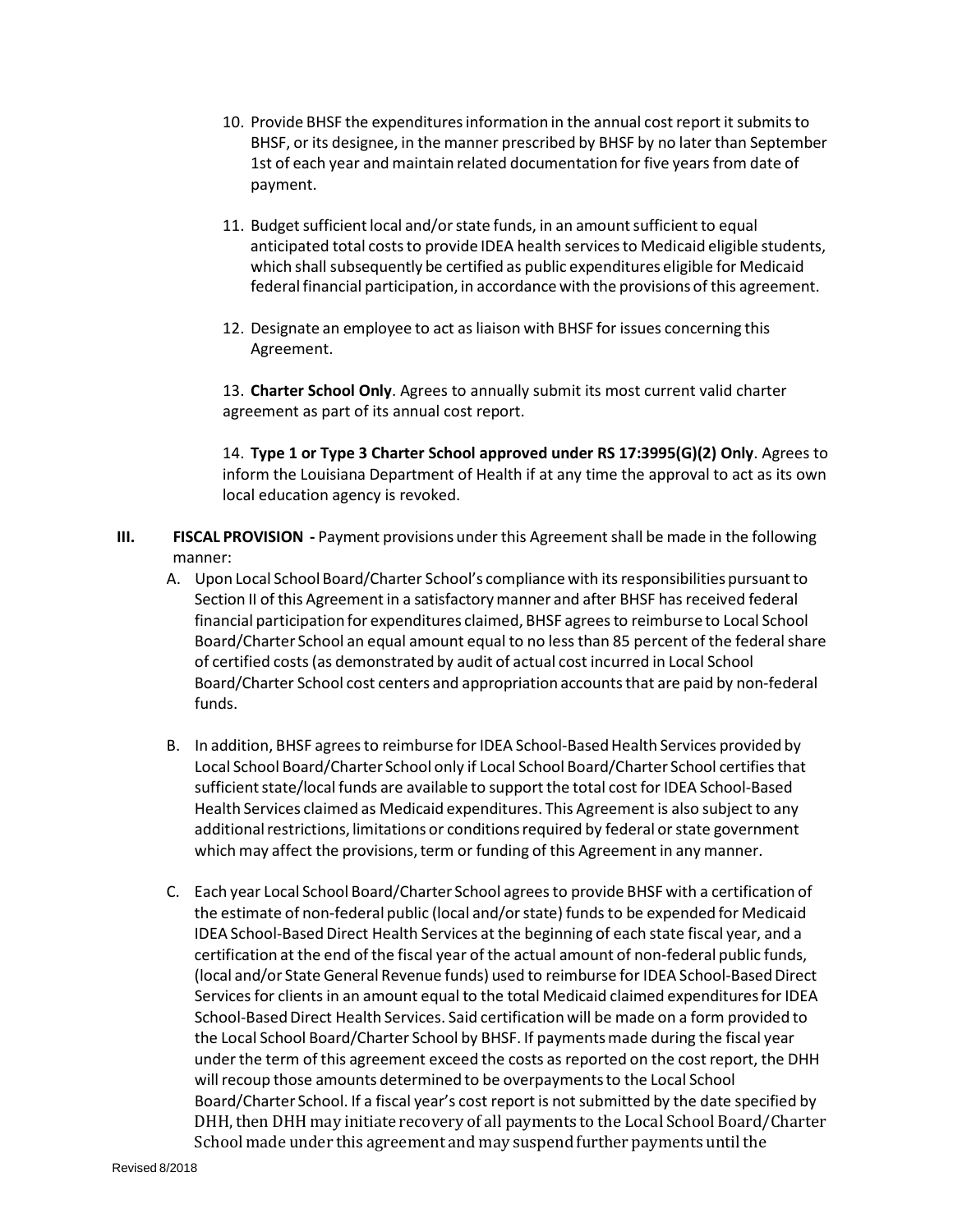10. Provide BHSF the expenditures information in the annual cost report it submits to BHSF, or its designee, in the manner prescribed by BHSF by no later than September 1st of each year and maintain related documentation for five years from date of payment.

11. Budget sufficient local and/or state funds, in an amount sufficient to equal anticipated total costs to provide IDEA health services to Medicaid eligible students, which shall subsequently be certified as public expenditures eligible for Medicaid federal financial participation, in accordance with the provisions of this agreement.

12. Designate an employee to act as liaison with BHSF for issues concerning this Agreement.

13. **Charter School Only**. Agrees to annually submit its most current valid charter agreement as part of its annual cost report.

14. **Type 1 or Type 3 Charter School approved under RS 17:3995(G)(2) Only**. Agrees to inform the Louisiana Department of Health if at any time the approval to act as its own local education agency is revoked.

**III. FISCAL PROVISION -** Payment provisions under this Agreement shall be made in the following manner:

A. Upon Local School Board/Charter School's compliance with its responsibilities pursuant to Section II of this Agreement in a satisfactory manner and after BHSF has received federal financial participation for expenditures claimed, BHSF agrees to reimburse to Local School Board/Charter School an equal amount equal to no less than 85 percent of the federal share of certified costs (as demonstrated by audit of actual cost incurred in Local School Board/Charter School cost centers and appropriation accounts that are paid by non-federal funds.

B. In addition, BHSF agrees to reimburse for IDEA School-Based Health Services provided by Local School Board/Charter School only if Local School Board/Charter School certifies that sufficient state/local funds are available to support the total cost for IDEA School-Based Health Services claimed as Medicaid expenditures. This Agreement is also subject to any additional restrictions, limitations or conditions required by federal or state government which may affect the provisions, term or funding of this Agreement in any manner.

C. Each year Local School Board/Charter School agrees to provide BHSF with a certification of the estimate of non-federal public (local and/or state) funds to be expended for Medicaid IDEA School-Based Direct Health Services at the beginning of each state fiscal year, and a certification at the end of the fiscal year of the actual amount of non-federal public funds, (local and/or State General Revenue funds) used to reimburse for IDEA School-Based Direct Services for clients in an amount equal to the total Medicaid claimed expenditures for IDEA School-Based Direct Health Services. Said certification will be made on a form provided to the Local School Board/Charter School by BHSF. If payments made during the fiscal year under the term of this agreement exceed the costs as reported on the cost report, the DHH will recoup those amounts determined to be overpayments to the Local School Board/Charter School. If a fiscal year's cost report is not submitted by the date specified by DHH, then DHH may initiate recovery of all payments to the Local School Board/Charter School made under this agreement and may suspend further payments until the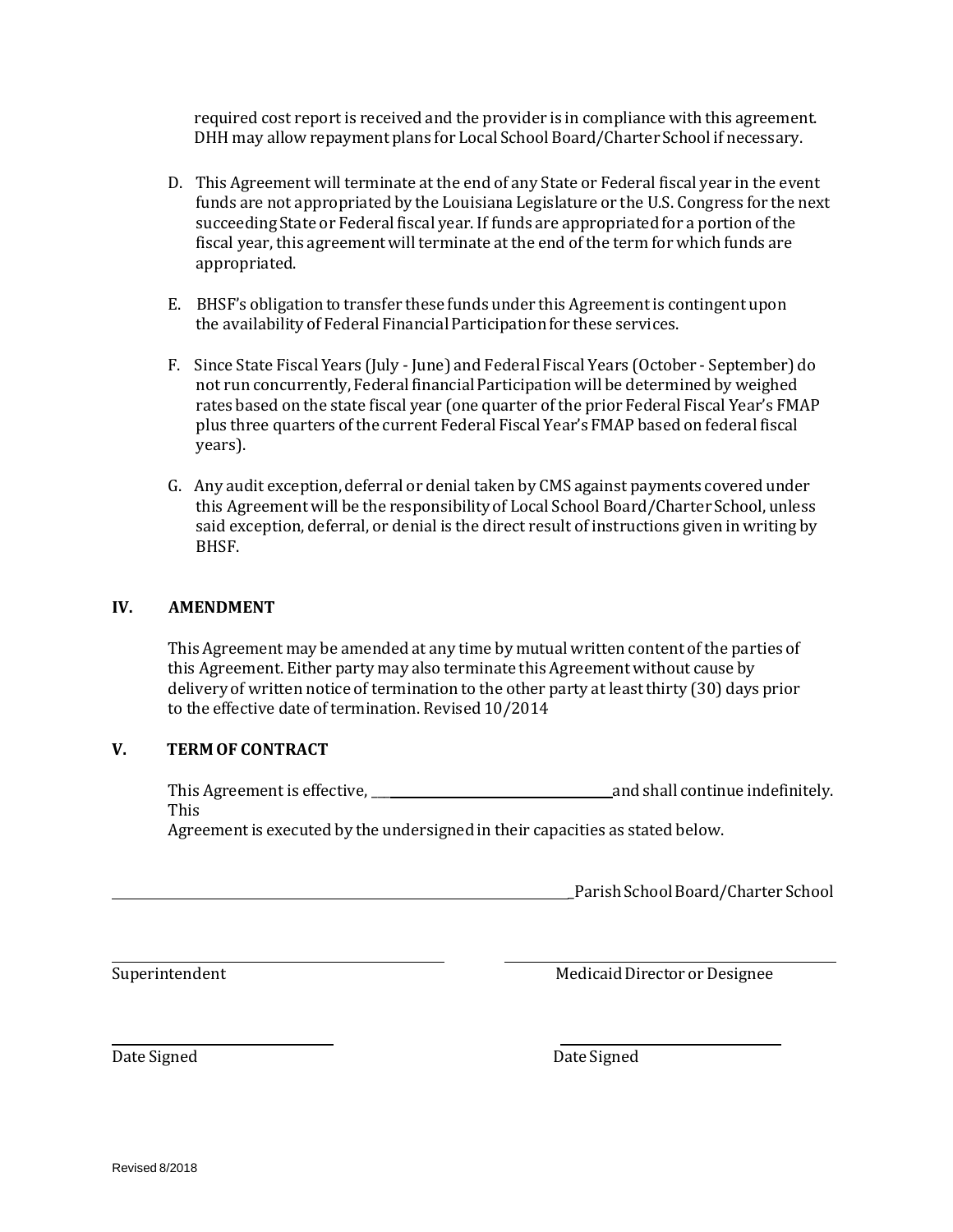required cost report is received and the provider is in compliance with this agreement. DHH may allow repayment plans for Local School Board/Charter School if necessary.

D. This Agreement will terminate at the end of any State or Federal fiscal year in the event funds are not appropriated by the Louisiana Legislature or the U.S. Congress for the next succeeding State or Federal fiscal year. If funds are appropriated for a portion of the fiscal year, this agreement will terminate at the end of the term for which funds are appropriated.

E. BHSF's obligation to transfer these funds under this Agreement is contingent upon the availability of Federal Financial Participation for these services.

F. Since State Fiscal Years (July - June) and Federal Fiscal Years (October - September) do not run concurrently, Federal financial Participation will be determined by weighed rates based on the state fiscal year (one quarter of the prior Federal Fiscal Year's FMAP plus three quarters of the current Federal Fiscal Year's FMAP based on federal fiscal years).

G. Any audit exception, deferral or denial taken by CMS against payments covered under this Agreement will be the responsibility of Local School Board/Charter School, unless said exception, deferral, or denial is the direct result of instructions given in writing by BHSF.

## IV. AMENDMENT

This Agreement may be amended at any time by mutual written content of the parties of this Agreement. Either party may also terminate this Agreement without cause by delivery of written notice of termination to the other party at least thirty (30) days prior to the effective date of termination. Revised 10/2014

## V. TERM OF CONTRACT

This Agreement is effective, ______________________________ and shall continue indefinitely. This Agreement is executed by the undersigned in their capacities as stated below.

______________________________________________ Parish School Board/Charter School

______________________________ Superintendent

______________________________ Medicaid Director or Designee

______________________________ Date Signed

______________________________ Date Signed

Revised 8/2018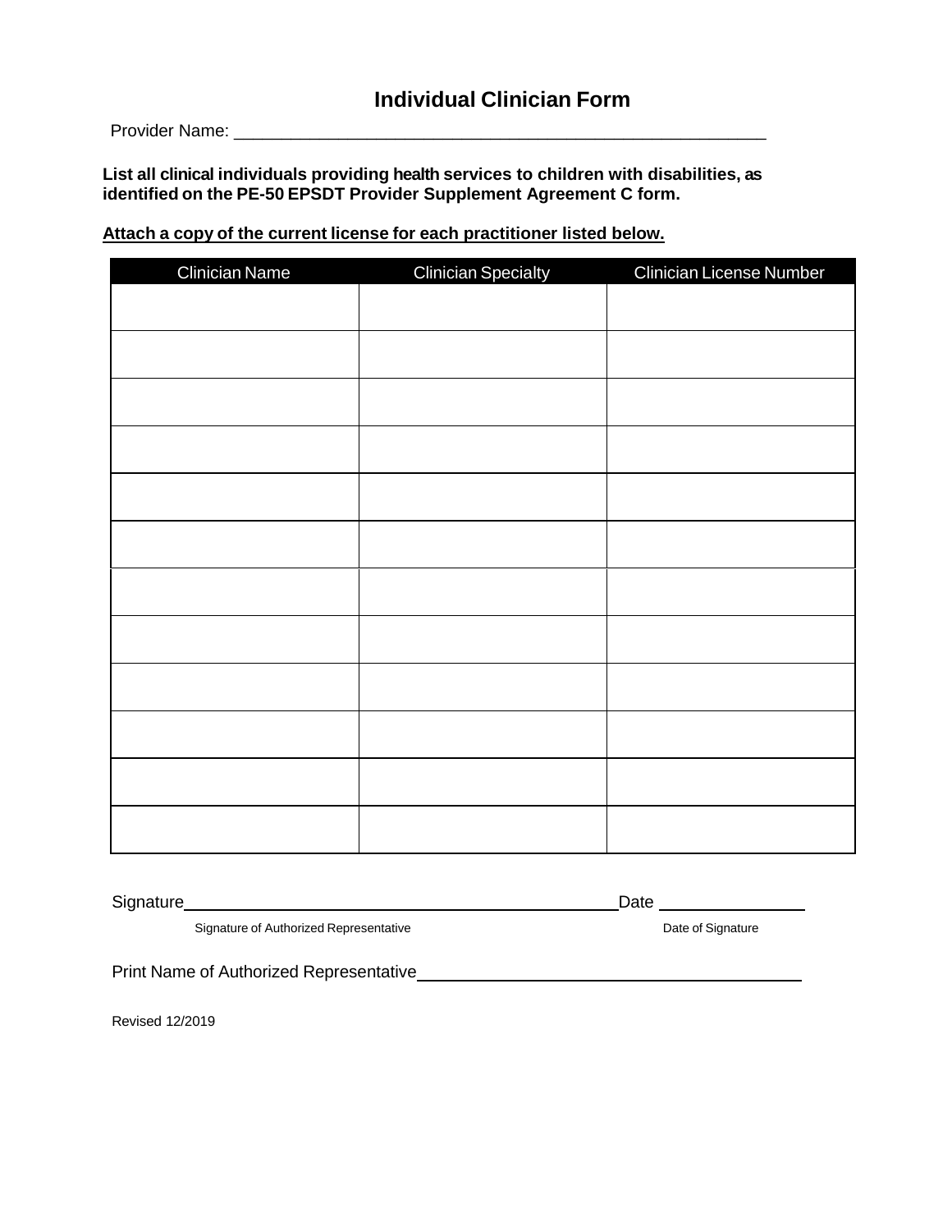# Individual Clinician Form

Provider Name: ___________________________________________________________

**List all clinical individuals providing health services to children with disabilities, as identified on the PE-50 EPSDT Provider Supplement Agreement C form.**

**Attach a copy of the current license for each practitioner listed below.**

| Clinician Name | Clinician Specialty | Clinician License Number |
|---|---|---|
| | | |
| | | |
| | | |
| | | |
| | | |
| | | |
| | | |
| | | |
| | | |
| | | |
| | | |
| | | |

Signature_______________________________________________ Date ________________

Signature of Authorized Representative — Date of Signature

Print Name of Authorized Representative_________________________________________

Revised 12/2019